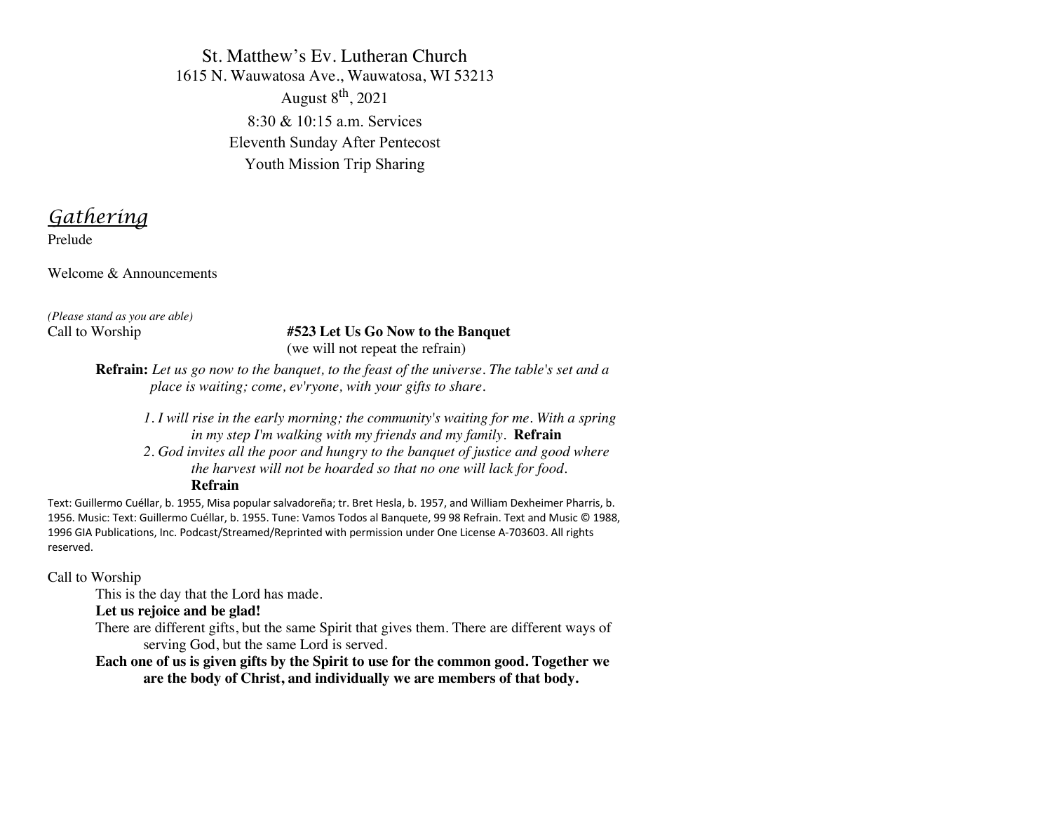St. Matthew's Ev. Lutheran Church
1615 N. Wauwatosa Ave., Wauwatosa, WI 53213
August 8th, 2021
8:30 & 10:15 a.m. Services
Eleventh Sunday After Pentecost
Youth Mission Trip Sharing

# *Gathering*

Prelude

Welcome & Announcements

*(Please stand as you are able)*

Call to Worship **#523 Let Us Go Now to the Banquet**
(we will not repeat the refrain)

**Refrain:** *Let us go now to the banquet, to the feast of the universe. The table's set and a place is waiting; come, ev'ryone, with your gifts to share.*

*1. I will rise in the early morning; the community's waiting for me. With a spring in my step I'm walking with my friends and my family.* **Refrain**

*2. God invites all the poor and hungry to the banquet of justice and good where the harvest will not be hoarded so that no one will lack for food.* **Refrain**

Text: Guillermo Cuéllar, b. 1955, Misa popular salvadoreña; tr. Bret Hesla, b. 1957, and William Dexheimer Pharris, b. 1956. Music: Text: Guillermo Cuéllar, b. 1955. Tune: Vamos Todos al Banquete, 99 98 Refrain. Text and Music © 1988, 1996 GIA Publications, Inc. Podcast/Streamed/Reprinted with permission under One License A-703603. All rights reserved.

Call to Worship

This is the day that the Lord has made.
**Let us rejoice and be glad!**
There are different gifts, but the same Spirit that gives them. There are different ways of serving God, but the same Lord is served.
**Each one of us is given gifts by the Spirit to use for the common good. Together we are the body of Christ, and individually we are members of that body.**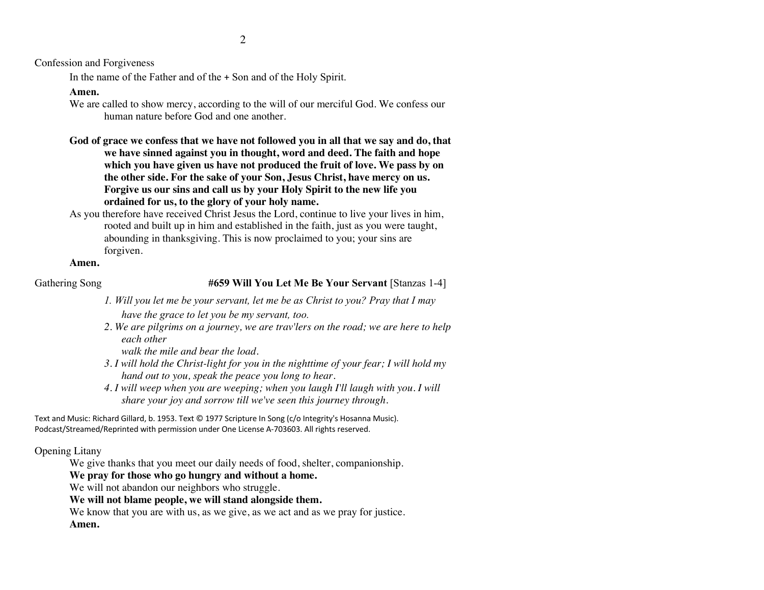## Confession and Forgiveness

In the name of the Father and of the + Son and of the Holy Spirit.

**Amen.**

We are called to show mercy, according to the will of our merciful God. We confess our human nature before God and one another.

**God of grace we confess that we have not followed you in all that we say and do, that we have sinned against you in thought, word and deed. The faith and hope which you have given us have not produced the fruit of love. We pass by on the other side. For the sake of your Son, Jesus Christ, have mercy on us. Forgive us our sins and call us by your Holy Spirit to the new life you ordained for us, to the glory of your holy name.**

As you therefore have received Christ Jesus the Lord, continue to live your lives in him, rooted and built up in him and established in the faith, just as you were taught, abounding in thanksgiving. This is now proclaimed to you; your sins are forgiven.

**Amen.**

## Gathering Song — **#659 Will You Let Me Be Your Servant** [Stanzas 1-4]

*1. Will you let me be your servant, let me be as Christ to you? Pray that I may have the grace to let you be my servant, too.*

*2. We are pilgrims on a journey, we are trav'lers on the road; we are here to help each other*
*walk the mile and bear the load.*

*3. I will hold the Christ-light for you in the nighttime of your fear; I will hold my hand out to you, speak the peace you long to hear.*

*4. I will weep when you are weeping; when you laugh I'll laugh with you. I will share your joy and sorrow till we've seen this journey through.*

Text and Music: Richard Gillard, b. 1953. Text © 1977 Scripture In Song (c/o Integrity's Hosanna Music). Podcast/Streamed/Reprinted with permission under One License A-703603. All rights reserved.

## Opening Litany

We give thanks that you meet our daily needs of food, shelter, companionship.

**We pray for those who go hungry and without a home.**

We will not abandon our neighbors who struggle.

**We will not blame people, we will stand alongside them.**

We know that you are with us, as we give, as we act and as we pray for justice.

**Amen.**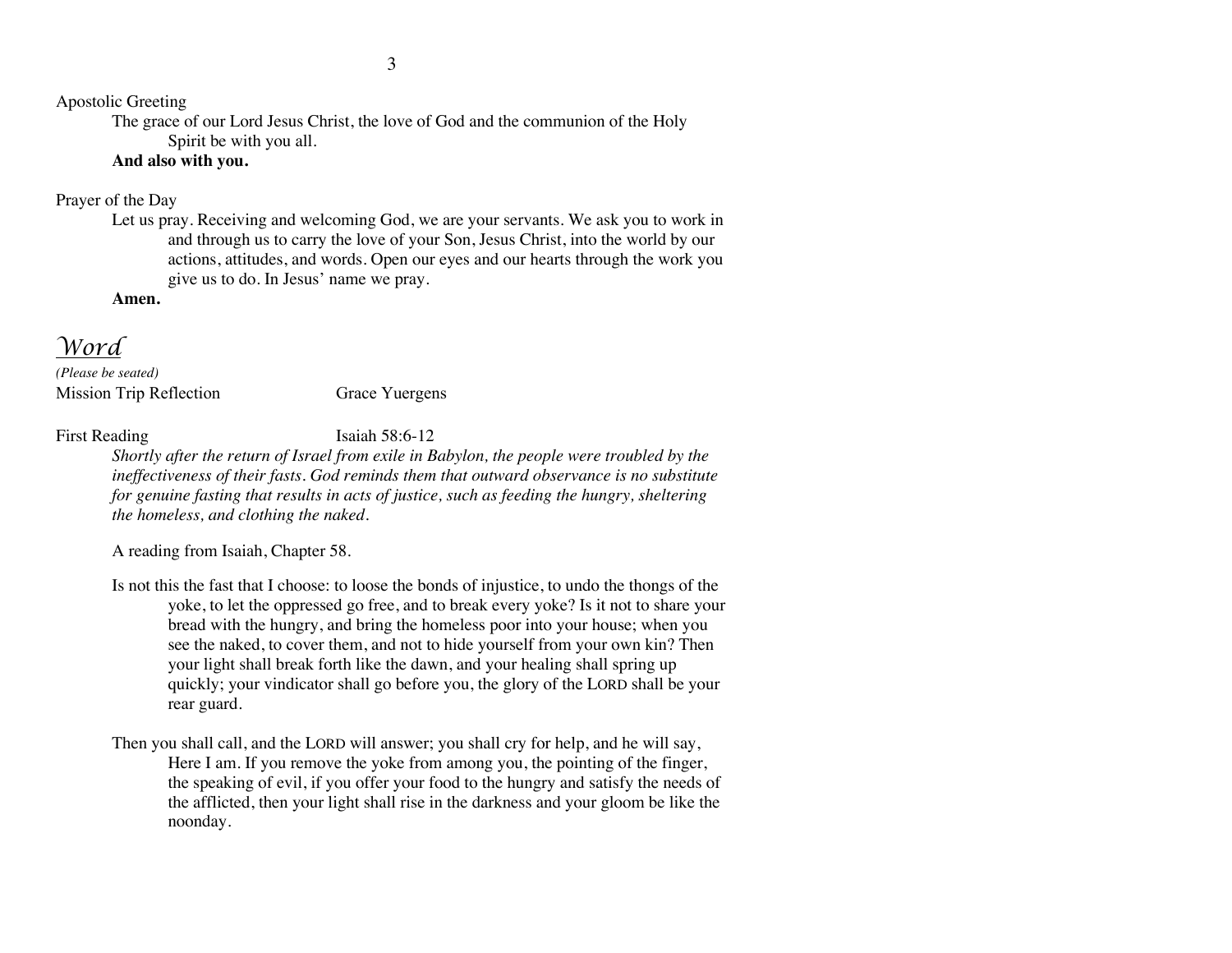Apostolic Greeting

The grace of our Lord Jesus Christ, the love of God and the communion of the Holy Spirit be with you all.

**And also with you.**

Prayer of the Day

Let us pray. Receiving and welcoming God, we are your servants. We ask you to work in and through us to carry the love of your Son, Jesus Christ, into the world by our actions, attitudes, and words. Open our eyes and our hearts through the work you give us to do. In Jesus' name we pray.

**Amen.**

# *Word*

*(Please be seated)*

Mission Trip Reflection — Grace Yuergens

First Reading — Isaiah 58:6-12

*Shortly after the return of Israel from exile in Babylon, the people were troubled by the ineffectiveness of their fasts. God reminds them that outward observance is no substitute for genuine fasting that results in acts of justice, such as feeding the hungry, sheltering the homeless, and clothing the naked.*

A reading from Isaiah, Chapter 58.

Is not this the fast that I choose: to loose the bonds of injustice, to undo the thongs of the yoke, to let the oppressed go free, and to break every yoke? Is it not to share your bread with the hungry, and bring the homeless poor into your house; when you see the naked, to cover them, and not to hide yourself from your own kin? Then your light shall break forth like the dawn, and your healing shall spring up quickly; your vindicator shall go before you, the glory of the LORD shall be your rear guard.

Then you shall call, and the LORD will answer; you shall cry for help, and he will say, Here I am. If you remove the yoke from among you, the pointing of the finger, the speaking of evil, if you offer your food to the hungry and satisfy the needs of the afflicted, then your light shall rise in the darkness and your gloom be like the noonday.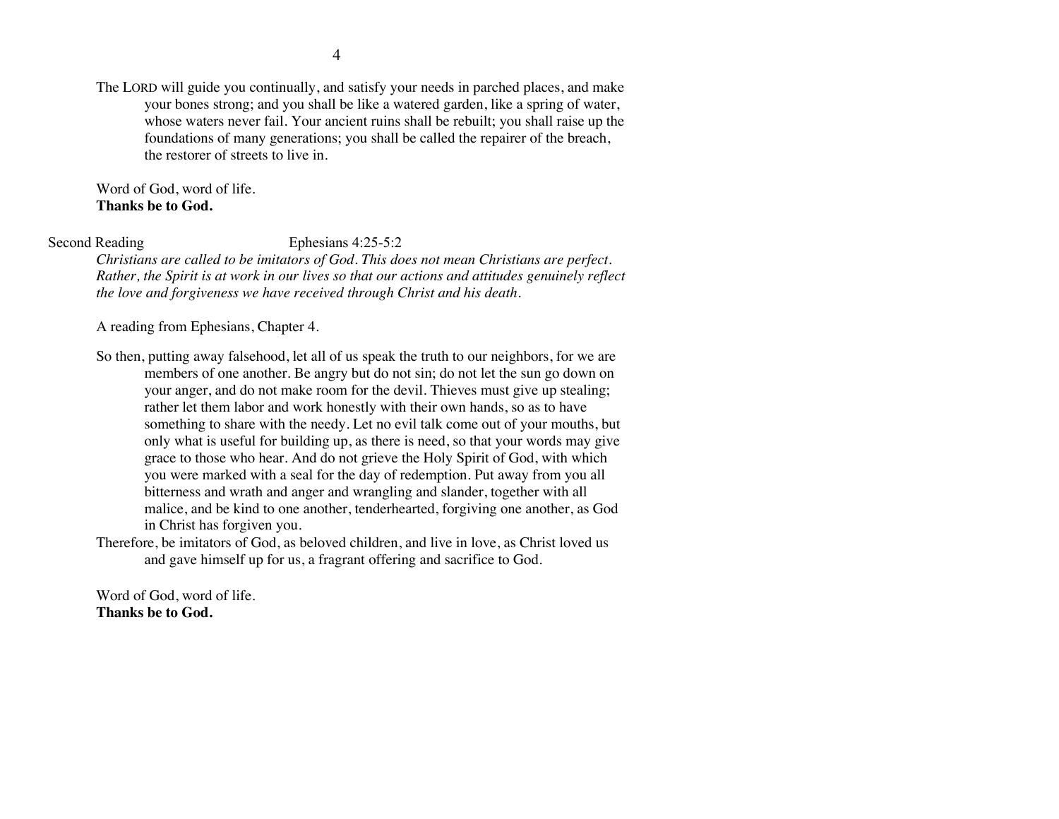The LORD will guide you continually, and satisfy your needs in parched places, and make your bones strong; and you shall be like a watered garden, like a spring of water, whose waters never fail. Your ancient ruins shall be rebuilt; you shall raise up the foundations of many generations; you shall be called the repairer of the breach, the restorer of streets to live in.

Word of God, word of life.
**Thanks be to God.**

Second Reading Ephesians 4:25-5:2

*Christians are called to be imitators of God. This does not mean Christians are perfect. Rather, the Spirit is at work in our lives so that our actions and attitudes genuinely reflect the love and forgiveness we have received through Christ and his death.*

A reading from Ephesians, Chapter 4.

So then, putting away falsehood, let all of us speak the truth to our neighbors, for we are members of one another. Be angry but do not sin; do not let the sun go down on your anger, and do not make room for the devil. Thieves must give up stealing; rather let them labor and work honestly with their own hands, so as to have something to share with the needy. Let no evil talk come out of your mouths, but only what is useful for building up, as there is need, so that your words may give grace to those who hear. And do not grieve the Holy Spirit of God, with which you were marked with a seal for the day of redemption. Put away from you all bitterness and wrath and anger and wrangling and slander, together with all malice, and be kind to one another, tenderhearted, forgiving one another, as God in Christ has forgiven you.

Therefore, be imitators of God, as beloved children, and live in love, as Christ loved us and gave himself up for us, a fragrant offering and sacrifice to God.

Word of God, word of life.
**Thanks be to God.**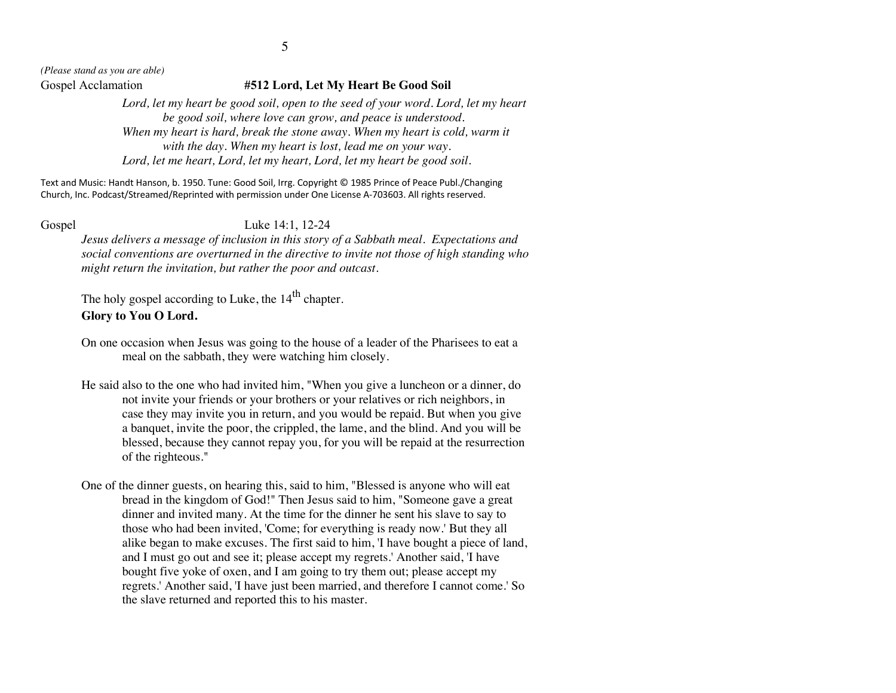*(Please stand as you are able)*

Gospel Acclamation **#512 Lord, Let My Heart Be Good Soil**

*Lord, let my heart be good soil, open to the seed of your word. Lord, let my heart be good soil, where love can grow, and peace is understood.*
*When my heart is hard, break the stone away. When my heart is cold, warm it with the day. When my heart is lost, lead me on your way.*
*Lord, let me heart, Lord, let my heart, Lord, let my heart be good soil.*

Text and Music: Handt Hanson, b. 1950. Tune: Good Soil, Irrg. Copyright © 1985 Prince of Peace Publ./Changing Church, Inc. Podcast/Streamed/Reprinted with permission under One License A-703603. All rights reserved.

Gospel Luke 14:1, 12-24

*Jesus delivers a message of inclusion in this story of a Sabbath meal. Expectations and social conventions are overturned in the directive to invite not those of high standing who might return the invitation, but rather the poor and outcast.*

The holy gospel according to Luke, the 14th chapter.
**Glory to You O Lord.**

On one occasion when Jesus was going to the house of a leader of the Pharisees to eat a meal on the sabbath, they were watching him closely.

He said also to the one who had invited him, "When you give a luncheon or a dinner, do not invite your friends or your brothers or your relatives or rich neighbors, in case they may invite you in return, and you would be repaid. But when you give a banquet, invite the poor, the crippled, the lame, and the blind. And you will be blessed, because they cannot repay you, for you will be repaid at the resurrection of the righteous."

One of the dinner guests, on hearing this, said to him, "Blessed is anyone who will eat bread in the kingdom of God!" Then Jesus said to him, "Someone gave a great dinner and invited many. At the time for the dinner he sent his slave to say to those who had been invited, 'Come; for everything is ready now.' But they all alike began to make excuses. The first said to him, 'I have bought a piece of land, and I must go out and see it; please accept my regrets.' Another said, 'I have bought five yoke of oxen, and I am going to try them out; please accept my regrets.' Another said, 'I have just been married, and therefore I cannot come.' So the slave returned and reported this to his master.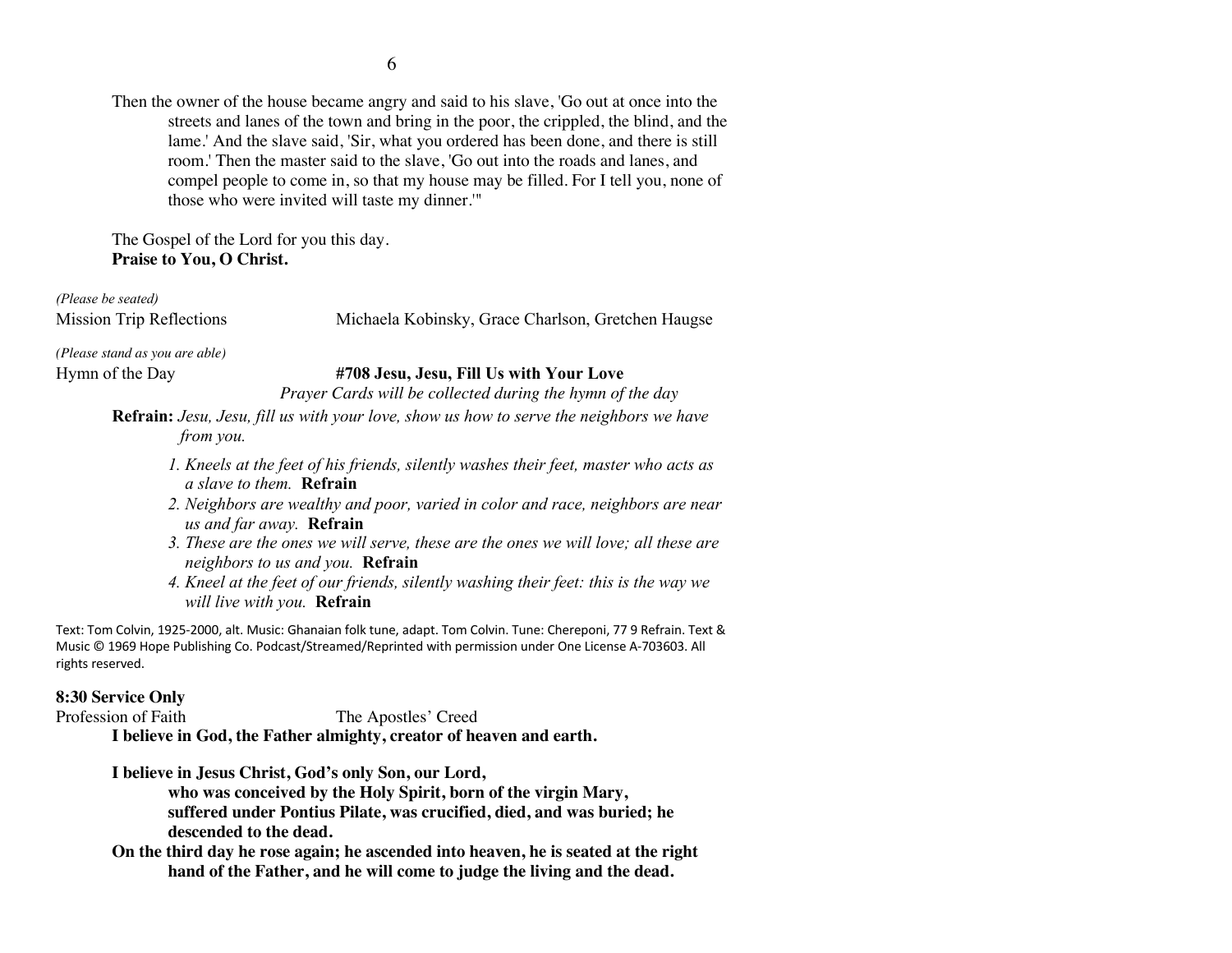Then the owner of the house became angry and said to his slave, 'Go out at once into the streets and lanes of the town and bring in the poor, the crippled, the blind, and the lame.' And the slave said, 'Sir, what you ordered has been done, and there is still room.' Then the master said to the slave, 'Go out into the roads and lanes, and compel people to come in, so that my house may be filled. For I tell you, none of those who were invited will taste my dinner.'"

The Gospel of the Lord for you this day.
**Praise to You, O Christ.**

*(Please be seated)*
Mission Trip Reflections — Michaela Kobinsky, Grace Charlson, Gretchen Haugse

*(Please stand as you are able)*
Hymn of the Day — **#708 Jesu, Jesu, Fill Us with Your Love**
*Prayer Cards will be collected during the hymn of the day*

**Refrain:** *Jesu, Jesu, fill us with your love, show us how to serve the neighbors we have from you.*

1. *Kneels at the feet of his friends, silently washes their feet, master who acts as a slave to them.* **Refrain**
2. *Neighbors are wealthy and poor, varied in color and race, neighbors are near us and far away.* **Refrain**
3. *These are the ones we will serve, these are the ones we will love; all these are neighbors to us and you.* **Refrain**
4. *Kneel at the feet of our friends, silently washing their feet: this is the way we will live with you.* **Refrain**

Text: Tom Colvin, 1925-2000, alt. Music: Ghanaian folk tune, adapt. Tom Colvin. Tune: Chereponi, 77 9 Refrain. Text & Music © 1969 Hope Publishing Co. Podcast/Streamed/Reprinted with permission under One License A-703603. All rights reserved.

**8:30 Service Only**
Profession of Faith — The Apostles' Creed

**I believe in God, the Father almighty, creator of heaven and earth.**

**I believe in Jesus Christ, God's only Son, our Lord,**
**who was conceived by the Holy Spirit, born of the virgin Mary,**
**suffered under Pontius Pilate, was crucified, died, and was buried; he descended to the dead.**
**On the third day he rose again; he ascended into heaven, he is seated at the right hand of the Father, and he will come to judge the living and the dead.**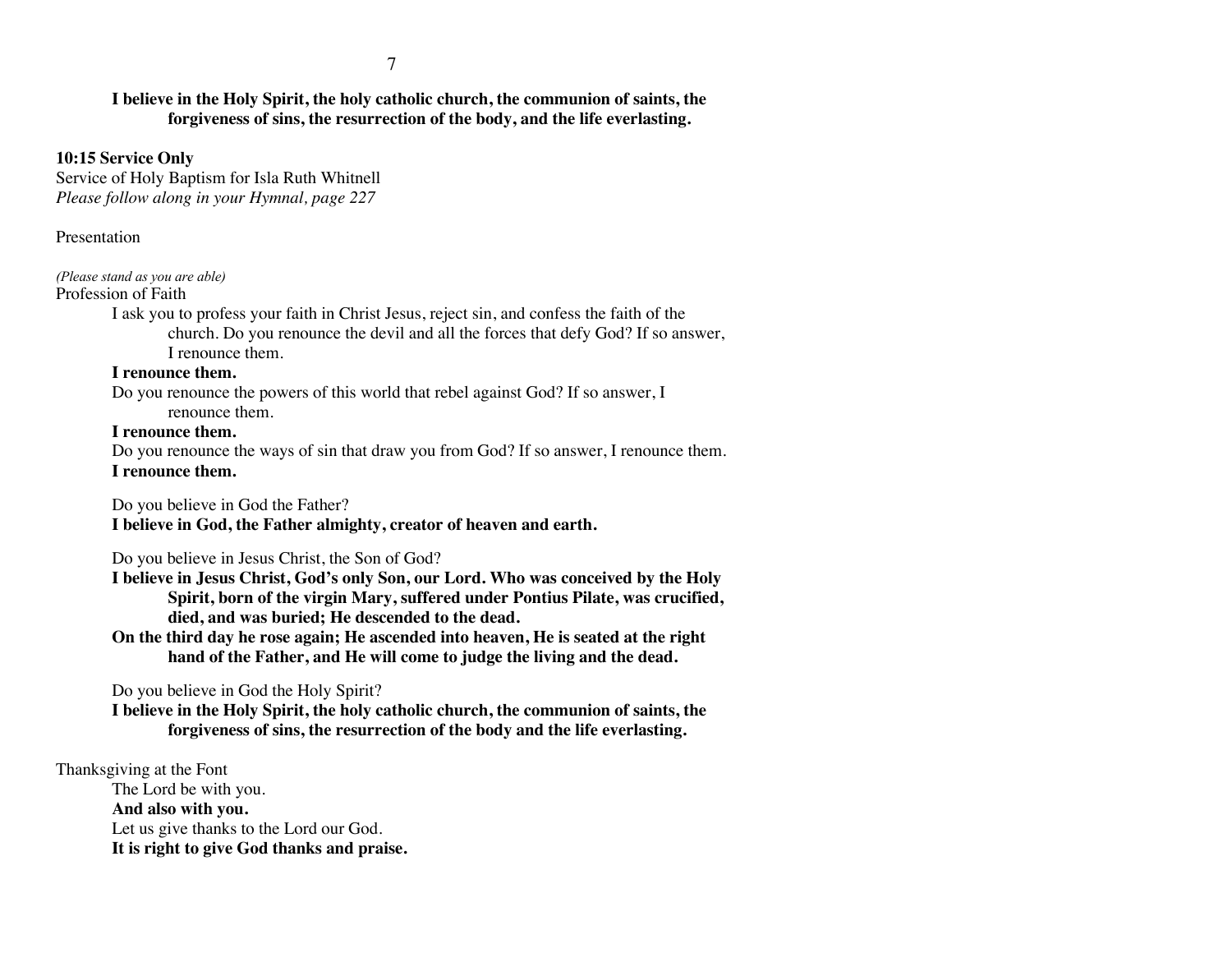**I believe in the Holy Spirit, the holy catholic church, the communion of saints, the forgiveness of sins, the resurrection of the body, and the life everlasting.**

**10:15 Service Only**
Service of Holy Baptism for Isla Ruth Whitnell
*Please follow along in your Hymnal, page 227*

Presentation

*(Please stand as you are able)*
Profession of Faith

I ask you to profess your faith in Christ Jesus, reject sin, and confess the faith of the church. Do you renounce the devil and all the forces that defy God? If so answer, I renounce them.

**I renounce them.**

Do you renounce the powers of this world that rebel against God? If so answer, I renounce them.

**I renounce them.**

Do you renounce the ways of sin that draw you from God? If so answer, I renounce them.

**I renounce them.**

Do you believe in God the Father?

**I believe in God, the Father almighty, creator of heaven and earth.**

Do you believe in Jesus Christ, the Son of God?

**I believe in Jesus Christ, God's only Son, our Lord. Who was conceived by the Holy Spirit, born of the virgin Mary, suffered under Pontius Pilate, was crucified, died, and was buried; He descended to the dead.**

**On the third day he rose again; He ascended into heaven, He is seated at the right hand of the Father, and He will come to judge the living and the dead.**

Do you believe in God the Holy Spirit?

**I believe in the Holy Spirit, the holy catholic church, the communion of saints, the forgiveness of sins, the resurrection of the body and the life everlasting.**

Thanksgiving at the Font

The Lord be with you.

**And also with you.**

Let us give thanks to the Lord our God.

**It is right to give God thanks and praise.**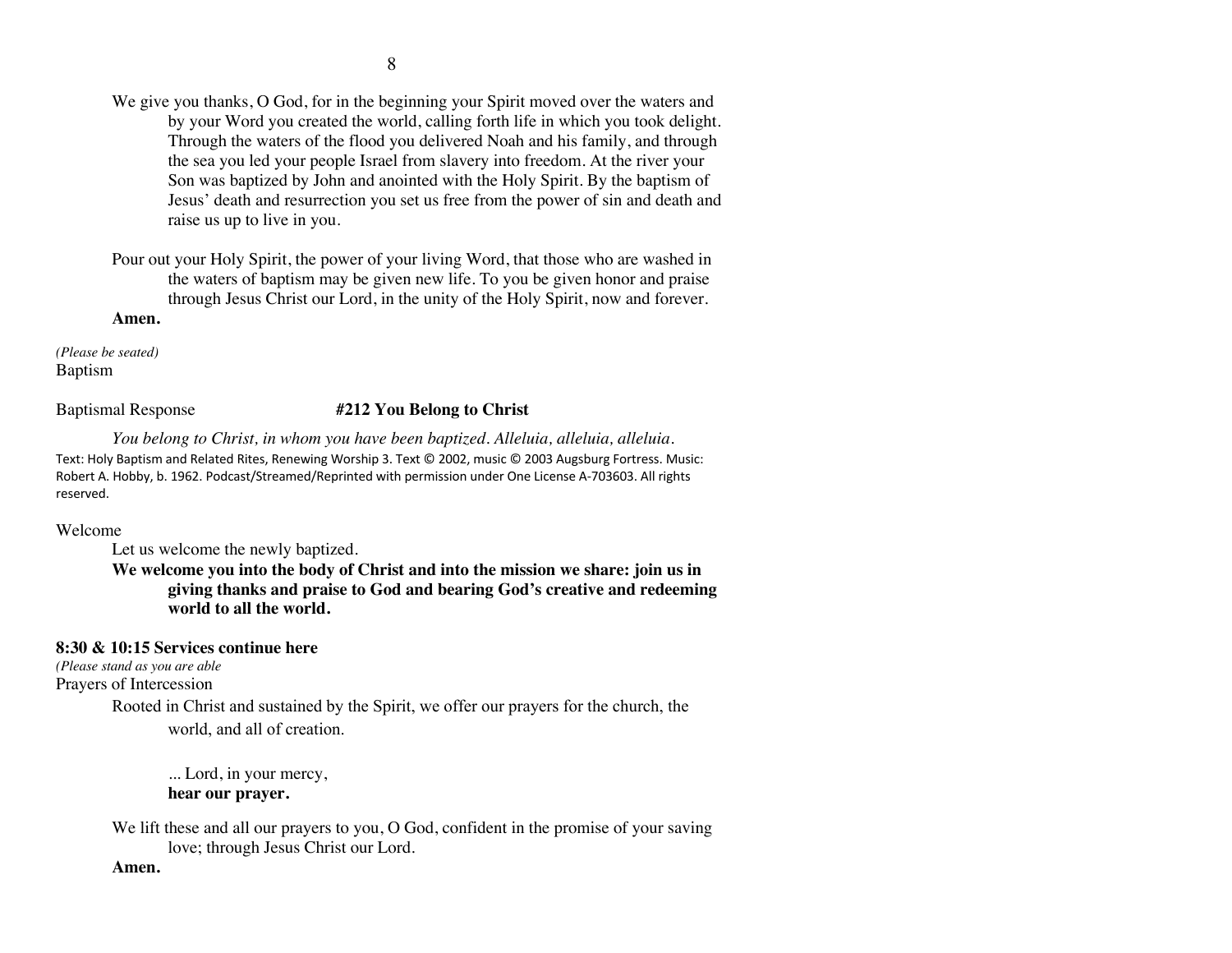We give you thanks, O God, for in the beginning your Spirit moved over the waters and by your Word you created the world, calling forth life in which you took delight. Through the waters of the flood you delivered Noah and his family, and through the sea you led your people Israel from slavery into freedom. At the river your Son was baptized by John and anointed with the Holy Spirit. By the baptism of Jesus' death and resurrection you set us free from the power of sin and death and raise us up to live in you.

Pour out your Holy Spirit, the power of your living Word, that those who are washed in the waters of baptism may be given new life. To you be given honor and praise through Jesus Christ our Lord, in the unity of the Holy Spirit, now and forever.

**Amen.**

*(Please be seated)*

Baptism

Baptismal Response **#212 You Belong to Christ**

*You belong to Christ, in whom you have been baptized. Alleluia, alleluia, alleluia.*

Text: Holy Baptism and Related Rites, Renewing Worship 3. Text © 2002, music © 2003 Augsburg Fortress. Music: Robert A. Hobby, b. 1962. Podcast/Streamed/Reprinted with permission under One License A-703603. All rights reserved.

Welcome

Let us welcome the newly baptized.

**We welcome you into the body of Christ and into the mission we share: join us in giving thanks and praise to God and bearing God's creative and redeeming world to all the world.**

**8:30 & 10:15 Services continue here**

*(Please stand as you are able*

Prayers of Intercession

Rooted in Christ and sustained by the Spirit, we offer our prayers for the church, the world, and all of creation.

... Lord, in your mercy,
**hear our prayer.**

We lift these and all our prayers to you, O God, confident in the promise of your saving love; through Jesus Christ our Lord.

**Amen.**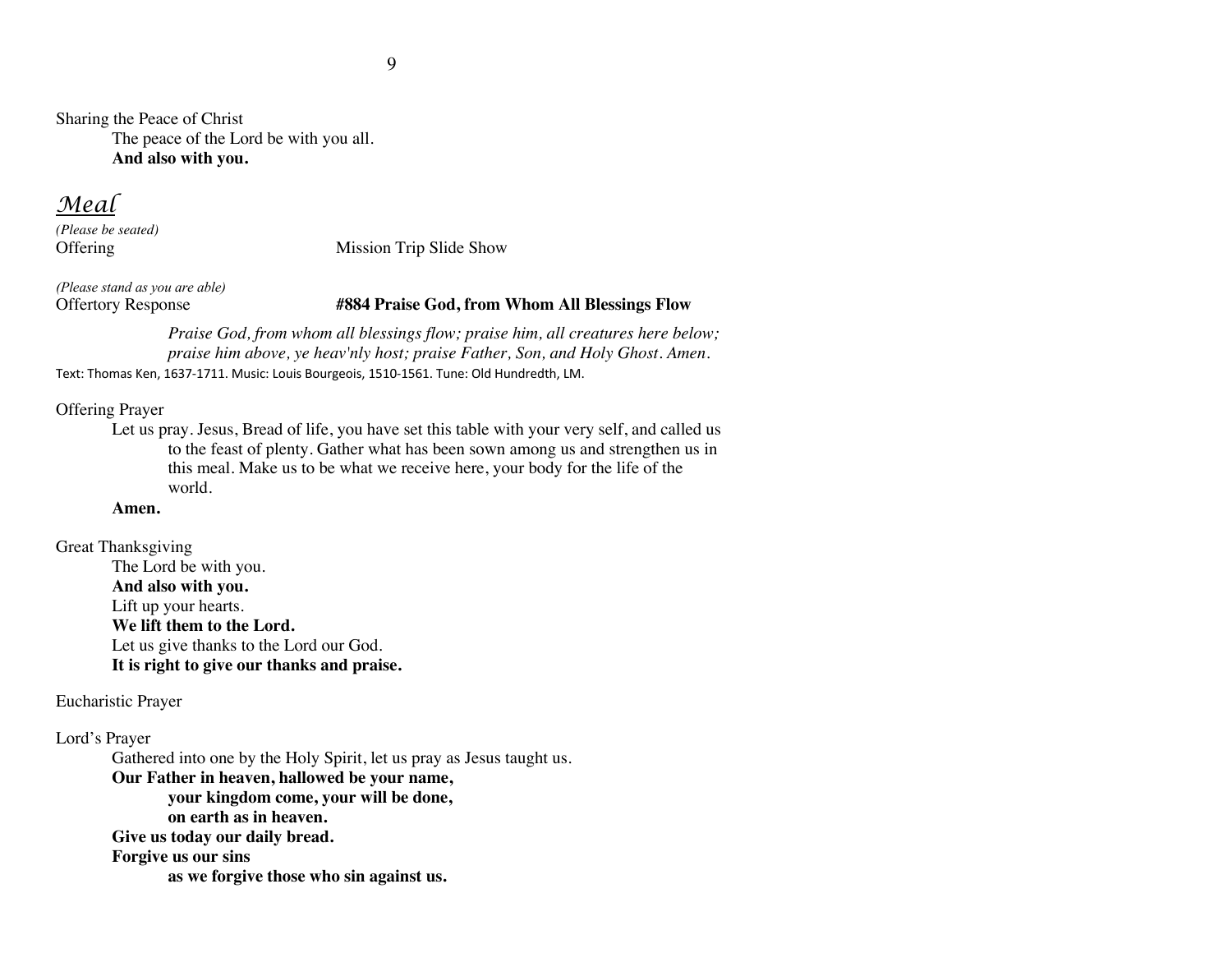Sharing the Peace of Christ

The peace of the Lord be with you all.
**And also with you.**

## *Meal*

*(Please be seated)*

Offering — Mission Trip Slide Show

*(Please stand as you are able)*

Offertory Response — **#884 Praise God, from Whom All Blessings Flow**

*Praise God, from whom all blessings flow; praise him, all creatures here below; praise him above, ye heav'nly host; praise Father, Son, and Holy Ghost. Amen.*

Text: Thomas Ken, 1637-1711. Music: Louis Bourgeois, 1510-1561. Tune: Old Hundredth, LM.

Offering Prayer

Let us pray. Jesus, Bread of life, you have set this table with your very self, and called us to the feast of plenty. Gather what has been sown among us and strengthen us in this meal. Make us to be what we receive here, your body for the life of the world.
**Amen.**

Great Thanksgiving

The Lord be with you.
**And also with you.**
Lift up your hearts.
**We lift them to the Lord.**
Let us give thanks to the Lord our God.
**It is right to give our thanks and praise.**

Eucharistic Prayer

Lord's Prayer

Gathered into one by the Holy Spirit, let us pray as Jesus taught us.
**Our Father in heaven, hallowed be your name,**
**your kingdom come, your will be done,**
**on earth as in heaven.**
**Give us today our daily bread.**
**Forgive us our sins**
**as we forgive those who sin against us.**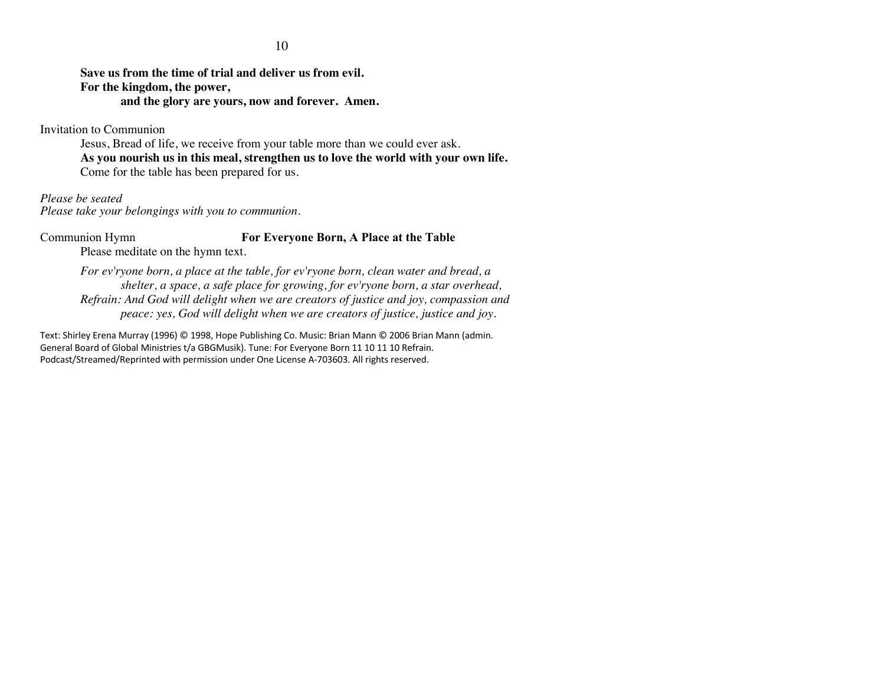**Save us from the time of trial and deliver us from evil.**
**For the kingdom, the power,**
**and the glory are yours, now and forever. Amen.**

Invitation to Communion

Jesus, Bread of life, we receive from your table more than we could ever ask.
**As you nourish us in this meal, strengthen us to love the world with your own life.**
Come for the table has been prepared for us.

*Please be seated*
*Please take your belongings with you to communion.*

Communion Hymn **For Everyone Born, A Place at the Table**

Please meditate on the hymn text.

*For ev'ryone born, a place at the table, for ev'ryone born, clean water and bread, a shelter, a space, a safe place for growing, for ev'ryone born, a star overhead,*
*Refrain: And God will delight when we are creators of justice and joy, compassion and peace: yes, God will delight when we are creators of justice, justice and joy.*

Text: Shirley Erena Murray (1996) © 1998, Hope Publishing Co. Music: Brian Mann © 2006 Brian Mann (admin. General Board of Global Ministries t/a GBGMusik). Tune: For Everyone Born 11 10 11 10 Refrain. Podcast/Streamed/Reprinted with permission under One License A-703603. All rights reserved.